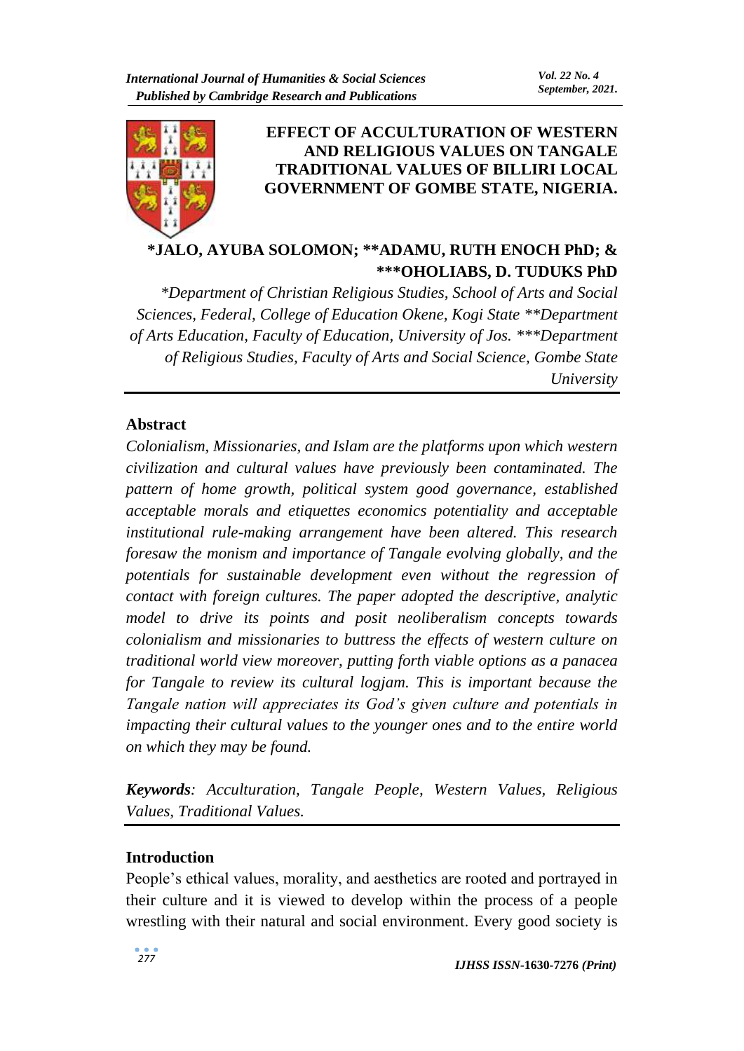# EFFECT OF ACCULTURATION OF WESTERN AND RELIGIOUS VALUES ON TANGALE TRADITIONAL VALUES OF BILLIRI LOCAL GOVERNMENT OF GOMBE STATE, NIGERIA.

**\*JALO, AYUBA SOLOMON; \*\*ADAMU, RUTH ENOCH PhD; & \*\*\*OHOLIABS, D. TUDUKS PhD**

*\*Department of Christian Religious Studies, School of Arts and Social Sciences, Federal, College of Education Okene, Kogi State \*\*Department of Arts Education, Faculty of Education, University of Jos. \*\*\*Department of Religious Studies, Faculty of Arts and Social Science, Gombe State University*

## Abstract

*Colonialism, Missionaries, and Islam are the platforms upon which western civilization and cultural values have previously been contaminated. The pattern of home growth, political system good governance, established acceptable morals and etiquettes economics potentiality and acceptable institutional rule-making arrangement have been altered. This research foresaw the monism and importance of Tangale evolving globally, and the potentials for sustainable development even without the regression of contact with foreign cultures. The paper adopted the descriptive, analytic model to drive its points and posit neoliberalism concepts towards colonialism and missionaries to buttress the effects of western culture on traditional world view moreover, putting forth viable options as a panacea for Tangale to review its cultural logjam. This is important because the Tangale nation will appreciates its God's given culture and potentials in impacting their cultural values to the younger ones and to the entire world on which they may be found.*

***Keywords**: Acculturation, Tangale People, Western Values, Religious Values, Traditional Values.*

## Introduction

People's ethical values, morality, and aesthetics are rooted and portrayed in their culture and it is viewed to develop within the process of a people wrestling with their natural and social environment. Every good society is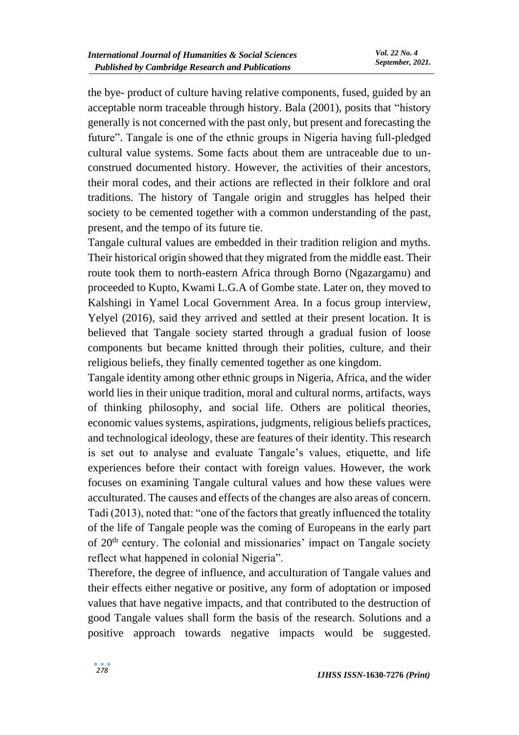the bye- product of culture having relative components, fused, guided by an acceptable norm traceable through history. Bala (2001), posits that "history generally is not concerned with the past only, but present and forecasting the future". Tangale is one of the ethnic groups in Nigeria having full-pledged cultural value systems. Some facts about them are untraceable due to un-construed documented history. However, the activities of their ancestors, their moral codes, and their actions are reflected in their folklore and oral traditions. The history of Tangale origin and struggles has helped their society to be cemented together with a common understanding of the past, present, and the tempo of its future tie.

Tangale cultural values are embedded in their tradition religion and myths. Their historical origin showed that they migrated from the middle east. Their route took them to north-eastern Africa through Borno (Ngazargamu) and proceeded to Kupto, Kwami L.G.A of Gombe state. Later on, they moved to Kalshingi in Yamel Local Government Area. In a focus group interview, Yelyel (2016), said they arrived and settled at their present location. It is believed that Tangale society started through a gradual fusion of loose components but became knitted through their polities, culture, and their religious beliefs, they finally cemented together as one kingdom.

Tangale identity among other ethnic groups in Nigeria, Africa, and the wider world lies in their unique tradition, moral and cultural norms, artifacts, ways of thinking philosophy, and social life. Others are political theories, economic values systems, aspirations, judgments, religious beliefs practices, and technological ideology, these are features of their identity. This research is set out to analyse and evaluate Tangale's values, etiquette, and life experiences before their contact with foreign values. However, the work focuses on examining Tangale cultural values and how these values were acculturated. The causes and effects of the changes are also areas of concern. Tadi (2013), noted that: "one of the factors that greatly influenced the totality of the life of Tangale people was the coming of Europeans in the early part of 20th century. The colonial and missionaries' impact on Tangale society reflect what happened in colonial Nigeria".

Therefore, the degree of influence, and acculturation of Tangale values and their effects either negative or positive, any form of adoptation or imposed values that have negative impacts, and that contributed to the destruction of good Tangale values shall form the basis of the research. Solutions and a positive approach towards negative impacts would be suggested.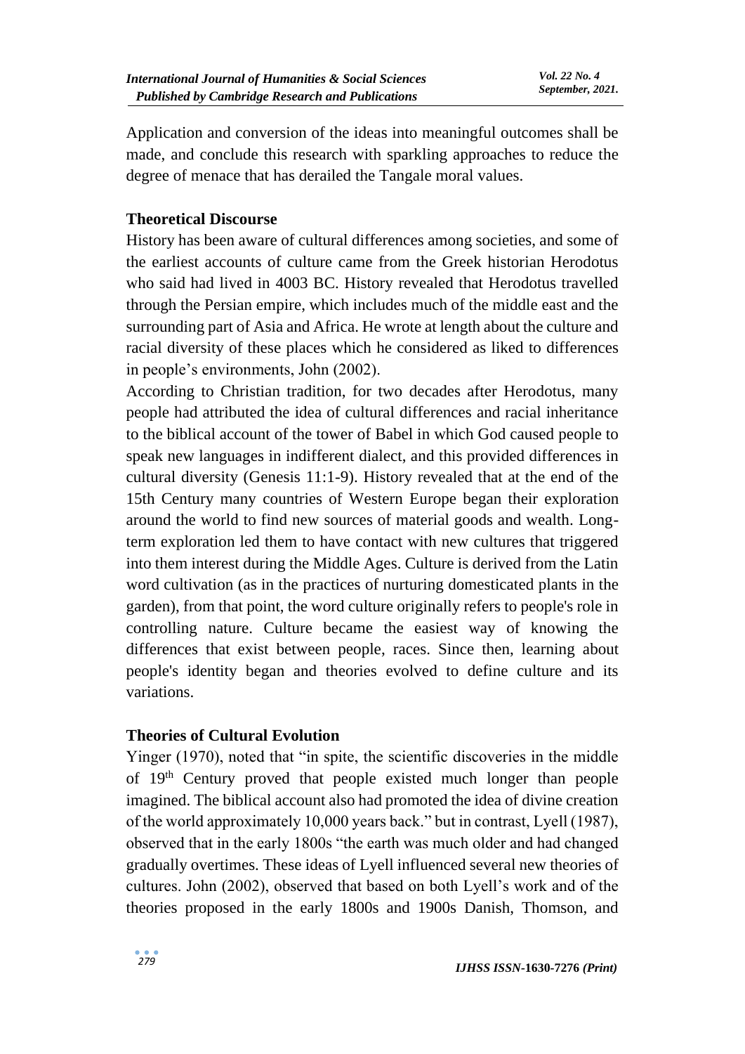Application and conversion of the ideas into meaningful outcomes shall be made, and conclude this research with sparkling approaches to reduce the degree of menace that has derailed the Tangale moral values.

## Theoretical Discourse

History has been aware of cultural differences among societies, and some of the earliest accounts of culture came from the Greek historian Herodotus who said had lived in 4003 BC. History revealed that Herodotus travelled through the Persian empire, which includes much of the middle east and the surrounding part of Asia and Africa. He wrote at length about the culture and racial diversity of these places which he considered as liked to differences in people's environments, John (2002).

According to Christian tradition, for two decades after Herodotus, many people had attributed the idea of cultural differences and racial inheritance to the biblical account of the tower of Babel in which God caused people to speak new languages in indifferent dialect, and this provided differences in cultural diversity (Genesis 11:1-9). History revealed that at the end of the 15th Century many countries of Western Europe began their exploration around the world to find new sources of material goods and wealth. Long-term exploration led them to have contact with new cultures that triggered into them interest during the Middle Ages. Culture is derived from the Latin word cultivation (as in the practices of nurturing domesticated plants in the garden), from that point, the word culture originally refers to people's role in controlling nature. Culture became the easiest way of knowing the differences that exist between people, races. Since then, learning about people's identity began and theories evolved to define culture and its variations.

## Theories of Cultural Evolution

Yinger (1970), noted that "in spite, the scientific discoveries in the middle of 19th Century proved that people existed much longer than people imagined. The biblical account also had promoted the idea of divine creation of the world approximately 10,000 years back." but in contrast, Lyell (1987), observed that in the early 1800s "the earth was much older and had changed gradually overtimes. These ideas of Lyell influenced several new theories of cultures. John (2002), observed that based on both Lyell's work and of the theories proposed in the early 1800s and 1900s Danish, Thomson, and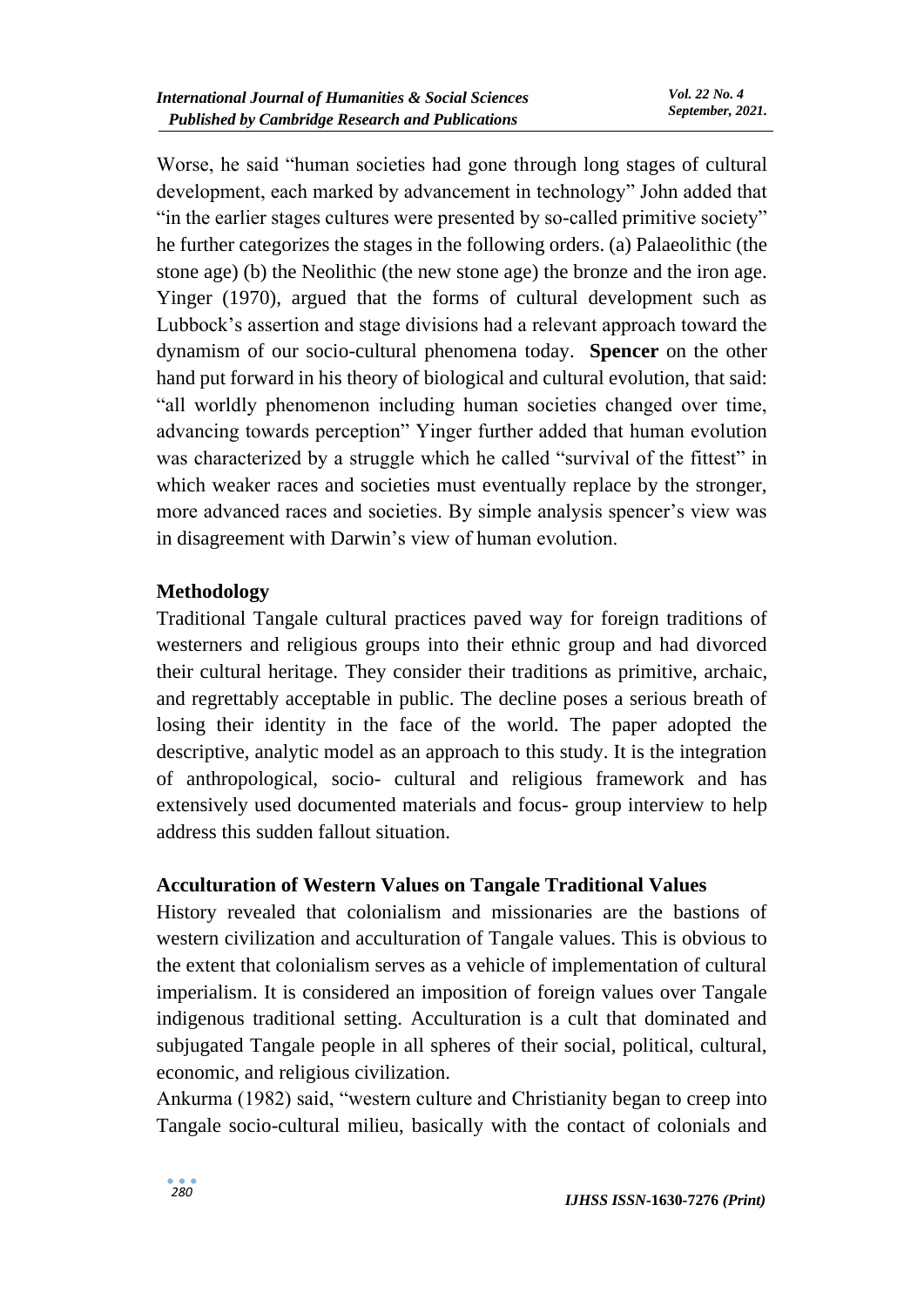Worse, he said "human societies had gone through long stages of cultural development, each marked by advancement in technology" John added that "in the earlier stages cultures were presented by so-called primitive society" he further categorizes the stages in the following orders. (a) Palaeolithic (the stone age) (b) the Neolithic (the new stone age) the bronze and the iron age. Yinger (1970), argued that the forms of cultural development such as Lubbock's assertion and stage divisions had a relevant approach toward the dynamism of our socio-cultural phenomena today. **Spencer** on the other hand put forward in his theory of biological and cultural evolution, that said: "all worldly phenomenon including human societies changed over time, advancing towards perception" Yinger further added that human evolution was characterized by a struggle which he called "survival of the fittest" in which weaker races and societies must eventually replace by the stronger, more advanced races and societies. By simple analysis spencer's view was in disagreement with Darwin's view of human evolution.

## Methodology

Traditional Tangale cultural practices paved way for foreign traditions of westerners and religious groups into their ethnic group and had divorced their cultural heritage. They consider their traditions as primitive, archaic, and regrettably acceptable in public. The decline poses a serious breath of losing their identity in the face of the world. The paper adopted the descriptive, analytic model as an approach to this study. It is the integration of anthropological, socio- cultural and religious framework and has extensively used documented materials and focus- group interview to help address this sudden fallout situation.

## Acculturation of Western Values on Tangale Traditional Values

History revealed that colonialism and missionaries are the bastions of western civilization and acculturation of Tangale values. This is obvious to the extent that colonialism serves as a vehicle of implementation of cultural imperialism. It is considered an imposition of foreign values over Tangale indigenous traditional setting. Acculturation is a cult that dominated and subjugated Tangale people in all spheres of their social, political, cultural, economic, and religious civilization.

Ankurma (1982) said, "western culture and Christianity began to creep into Tangale socio-cultural milieu, basically with the contact of colonials and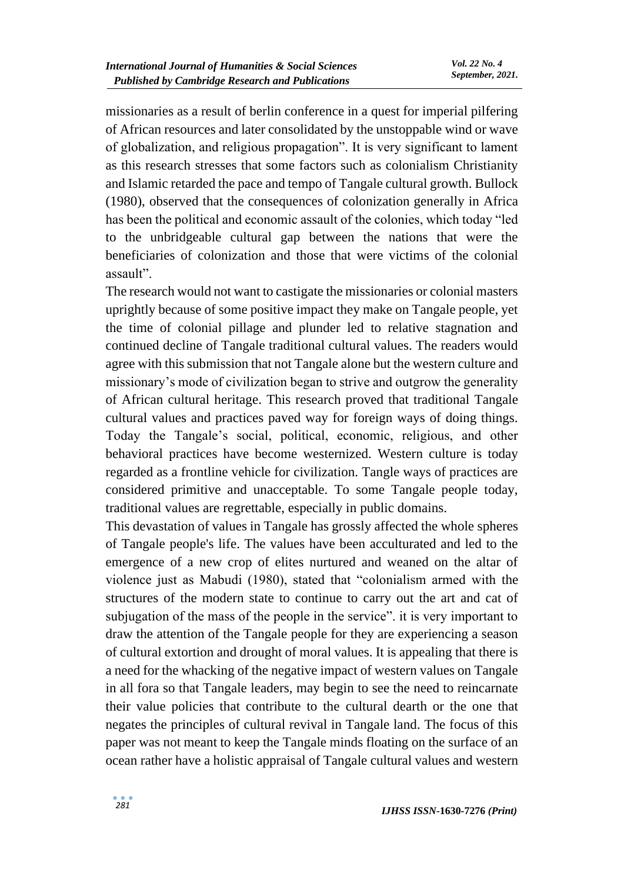missionaries as a result of berlin conference in a quest for imperial pilfering of African resources and later consolidated by the unstoppable wind or wave of globalization, and religious propagation". It is very significant to lament as this research stresses that some factors such as colonialism Christianity and Islamic retarded the pace and tempo of Tangale cultural growth. Bullock (1980), observed that the consequences of colonization generally in Africa has been the political and economic assault of the colonies, which today "led to the unbridgeable cultural gap between the nations that were the beneficiaries of colonization and those that were victims of the colonial assault".

The research would not want to castigate the missionaries or colonial masters uprightly because of some positive impact they make on Tangale people, yet the time of colonial pillage and plunder led to relative stagnation and continued decline of Tangale traditional cultural values. The readers would agree with this submission that not Tangale alone but the western culture and missionary's mode of civilization began to strive and outgrow the generality of African cultural heritage. This research proved that traditional Tangale cultural values and practices paved way for foreign ways of doing things. Today the Tangale's social, political, economic, religious, and other behavioral practices have become westernized. Western culture is today regarded as a frontline vehicle for civilization. Tangle ways of practices are considered primitive and unacceptable. To some Tangale people today, traditional values are regrettable, especially in public domains.

This devastation of values in Tangale has grossly affected the whole spheres of Tangale people's life. The values have been acculturated and led to the emergence of a new crop of elites nurtured and weaned on the altar of violence just as Mabudi (1980), stated that "colonialism armed with the structures of the modern state to continue to carry out the art and cat of subjugation of the mass of the people in the service". it is very important to draw the attention of the Tangale people for they are experiencing a season of cultural extortion and drought of moral values. It is appealing that there is a need for the whacking of the negative impact of western values on Tangale in all fora so that Tangale leaders, may begin to see the need to reincarnate their value policies that contribute to the cultural dearth or the one that negates the principles of cultural revival in Tangale land. The focus of this paper was not meant to keep the Tangale minds floating on the surface of an ocean rather have a holistic appraisal of Tangale cultural values and western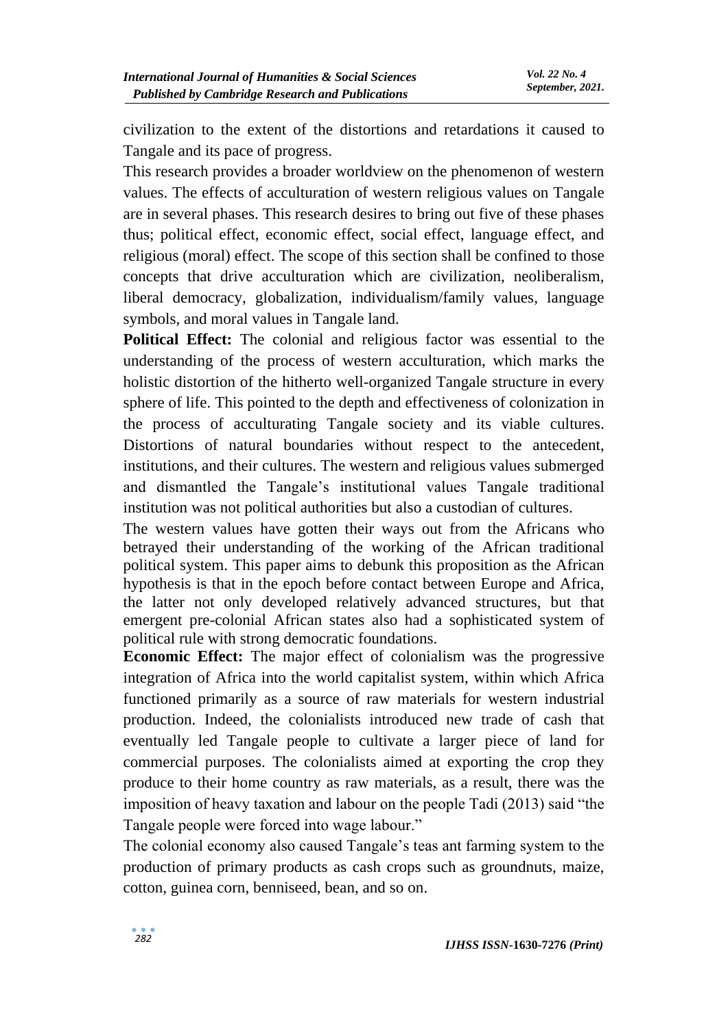civilization to the extent of the distortions and retardations it caused to Tangale and its pace of progress.

This research provides a broader worldview on the phenomenon of western values. The effects of acculturation of western religious values on Tangale are in several phases. This research desires to bring out five of these phases thus; political effect, economic effect, social effect, language effect, and religious (moral) effect. The scope of this section shall be confined to those concepts that drive acculturation which are civilization, neoliberalism, liberal democracy, globalization, individualism/family values, language symbols, and moral values in Tangale land.

**Political Effect:** The colonial and religious factor was essential to the understanding of the process of western acculturation, which marks the holistic distortion of the hitherto well-organized Tangale structure in every sphere of life. This pointed to the depth and effectiveness of colonization in the process of acculturating Tangale society and its viable cultures. Distortions of natural boundaries without respect to the antecedent, institutions, and their cultures. The western and religious values submerged and dismantled the Tangale's institutional values Tangale traditional institution was not political authorities but also a custodian of cultures.

The western values have gotten their ways out from the Africans who betrayed their understanding of the working of the African traditional political system. This paper aims to debunk this proposition as the African hypothesis is that in the epoch before contact between Europe and Africa, the latter not only developed relatively advanced structures, but that emergent pre-colonial African states also had a sophisticated system of political rule with strong democratic foundations.

**Economic Effect:** The major effect of colonialism was the progressive integration of Africa into the world capitalist system, within which Africa functioned primarily as a source of raw materials for western industrial production. Indeed, the colonialists introduced new trade of cash that eventually led Tangale people to cultivate a larger piece of land for commercial purposes. The colonialists aimed at exporting the crop they produce to their home country as raw materials, as a result, there was the imposition of heavy taxation and labour on the people Tadi (2013) said "the Tangale people were forced into wage labour."

The colonial economy also caused Tangale's teas ant farming system to the production of primary products as cash crops such as groundnuts, maize, cotton, guinea corn, benniseed, bean, and so on.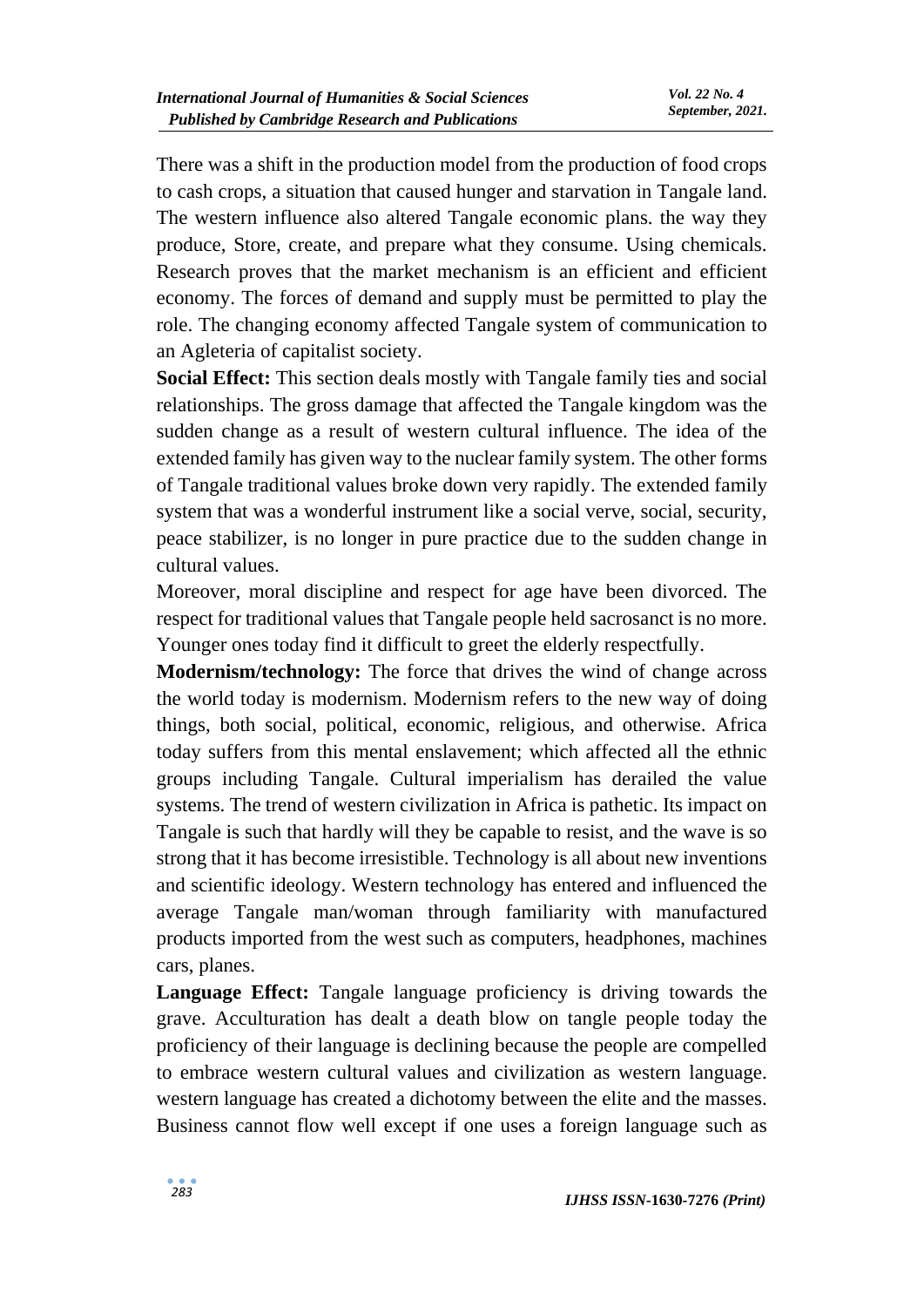There was a shift in the production model from the production of food crops to cash crops, a situation that caused hunger and starvation in Tangale land. The western influence also altered Tangale economic plans. the way they produce, Store, create, and prepare what they consume. Using chemicals. Research proves that the market mechanism is an efficient and efficient economy. The forces of demand and supply must be permitted to play the role. The changing economy affected Tangale system of communication to an Agleteria of capitalist society.

**Social Effect:** This section deals mostly with Tangale family ties and social relationships. The gross damage that affected the Tangale kingdom was the sudden change as a result of western cultural influence. The idea of the extended family has given way to the nuclear family system. The other forms of Tangale traditional values broke down very rapidly. The extended family system that was a wonderful instrument like a social verve, social, security, peace stabilizer, is no longer in pure practice due to the sudden change in cultural values.

Moreover, moral discipline and respect for age have been divorced. The respect for traditional values that Tangale people held sacrosanct is no more. Younger ones today find it difficult to greet the elderly respectfully.

**Modernism/technology:** The force that drives the wind of change across the world today is modernism. Modernism refers to the new way of doing things, both social, political, economic, religious, and otherwise. Africa today suffers from this mental enslavement; which affected all the ethnic groups including Tangale. Cultural imperialism has derailed the value systems. The trend of western civilization in Africa is pathetic. Its impact on Tangale is such that hardly will they be capable to resist, and the wave is so strong that it has become irresistible. Technology is all about new inventions and scientific ideology. Western technology has entered and influenced the average Tangale man/woman through familiarity with manufactured products imported from the west such as computers, headphones, machines cars, planes.

**Language Effect:** Tangale language proficiency is driving towards the grave. Acculturation has dealt a death blow on tangle people today the proficiency of their language is declining because the people are compelled to embrace western cultural values and civilization as western language. western language has created a dichotomy between the elite and the masses. Business cannot flow well except if one uses a foreign language such as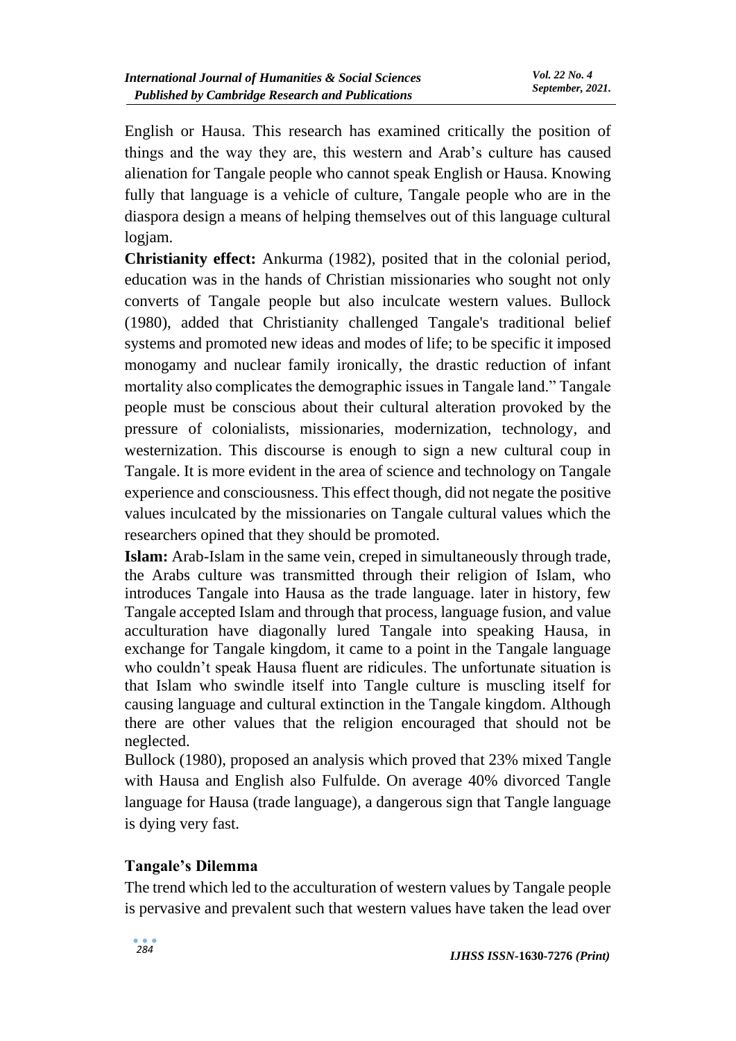English or Hausa. This research has examined critically the position of things and the way they are, this western and Arab's culture has caused alienation for Tangale people who cannot speak English or Hausa. Knowing fully that language is a vehicle of culture, Tangale people who are in the diaspora design a means of helping themselves out of this language cultural logjam.

**Christianity effect:** Ankurma (1982), posited that in the colonial period, education was in the hands of Christian missionaries who sought not only converts of Tangale people but also inculcate western values. Bullock (1980), added that Christianity challenged Tangale's traditional belief systems and promoted new ideas and modes of life; to be specific it imposed monogamy and nuclear family ironically, the drastic reduction of infant mortality also complicates the demographic issues in Tangale land." Tangale people must be conscious about their cultural alteration provoked by the pressure of colonialists, missionaries, modernization, technology, and westernization. This discourse is enough to sign a new cultural coup in Tangale. It is more evident in the area of science and technology on Tangale experience and consciousness. This effect though, did not negate the positive values inculcated by the missionaries on Tangale cultural values which the researchers opined that they should be promoted.

**Islam:** Arab-Islam in the same vein, creped in simultaneously through trade, the Arabs culture was transmitted through their religion of Islam, who introduces Tangale into Hausa as the trade language. later in history, few Tangale accepted Islam and through that process, language fusion, and value acculturation have diagonally lured Tangale into speaking Hausa, in exchange for Tangale kingdom, it came to a point in the Tangale language who couldn't speak Hausa fluent are ridicules. The unfortunate situation is that Islam who swindle itself into Tangle culture is muscling itself for causing language and cultural extinction in the Tangale kingdom. Although there are other values that the religion encouraged that should not be neglected.

Bullock (1980), proposed an analysis which proved that 23% mixed Tangle with Hausa and English also Fulfulde. On average 40% divorced Tangle language for Hausa (trade language), a dangerous sign that Tangle language is dying very fast.

## Tangale's Dilemma

The trend which led to the acculturation of western values by Tangale people is pervasive and prevalent such that western values have taken the lead over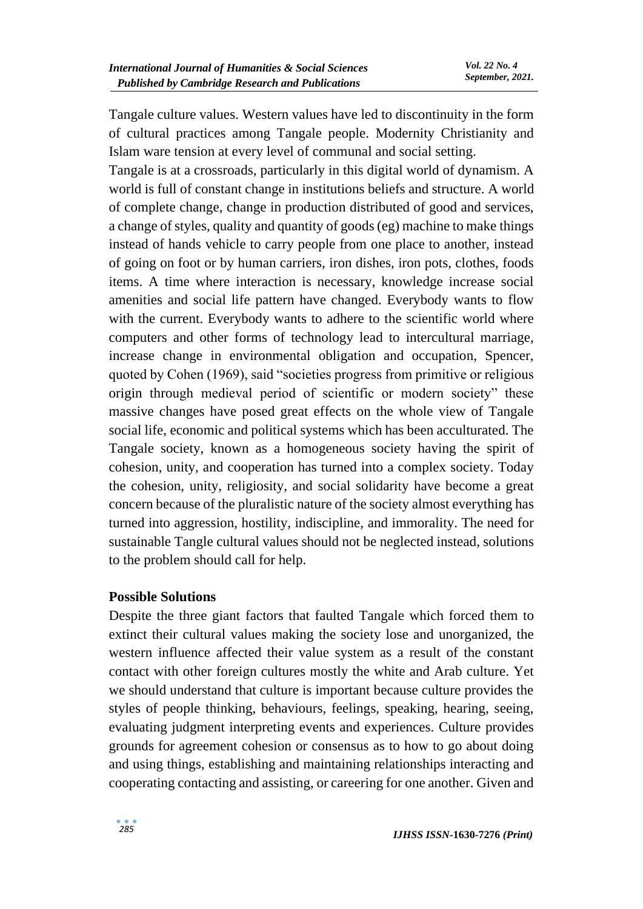Tangale culture values. Western values have led to discontinuity in the form of cultural practices among Tangale people. Modernity Christianity and Islam ware tension at every level of communal and social setting.

Tangale is at a crossroads, particularly in this digital world of dynamism. A world is full of constant change in institutions beliefs and structure. A world of complete change, change in production distributed of good and services, a change of styles, quality and quantity of goods (eg) machine to make things instead of hands vehicle to carry people from one place to another, instead of going on foot or by human carriers, iron dishes, iron pots, clothes, foods items. A time where interaction is necessary, knowledge increase social amenities and social life pattern have changed. Everybody wants to flow with the current. Everybody wants to adhere to the scientific world where computers and other forms of technology lead to intercultural marriage, increase change in environmental obligation and occupation, Spencer, quoted by Cohen (1969), said "societies progress from primitive or religious origin through medieval period of scientific or modern society" these massive changes have posed great effects on the whole view of Tangale social life, economic and political systems which has been acculturated. The Tangale society, known as a homogeneous society having the spirit of cohesion, unity, and cooperation has turned into a complex society. Today the cohesion, unity, religiosity, and social solidarity have become a great concern because of the pluralistic nature of the society almost everything has turned into aggression, hostility, indiscipline, and immorality. The need for sustainable Tangle cultural values should not be neglected instead, solutions to the problem should call for help.

**Possible Solutions**

Despite the three giant factors that faulted Tangale which forced them to extinct their cultural values making the society lose and unorganized, the western influence affected their value system as a result of the constant contact with other foreign cultures mostly the white and Arab culture. Yet we should understand that culture is important because culture provides the styles of people thinking, behaviours, feelings, speaking, hearing, seeing, evaluating judgment interpreting events and experiences. Culture provides grounds for agreement cohesion or consensus as to how to go about doing and using things, establishing and maintaining relationships interacting and cooperating contacting and assisting, or careering for one another. Given and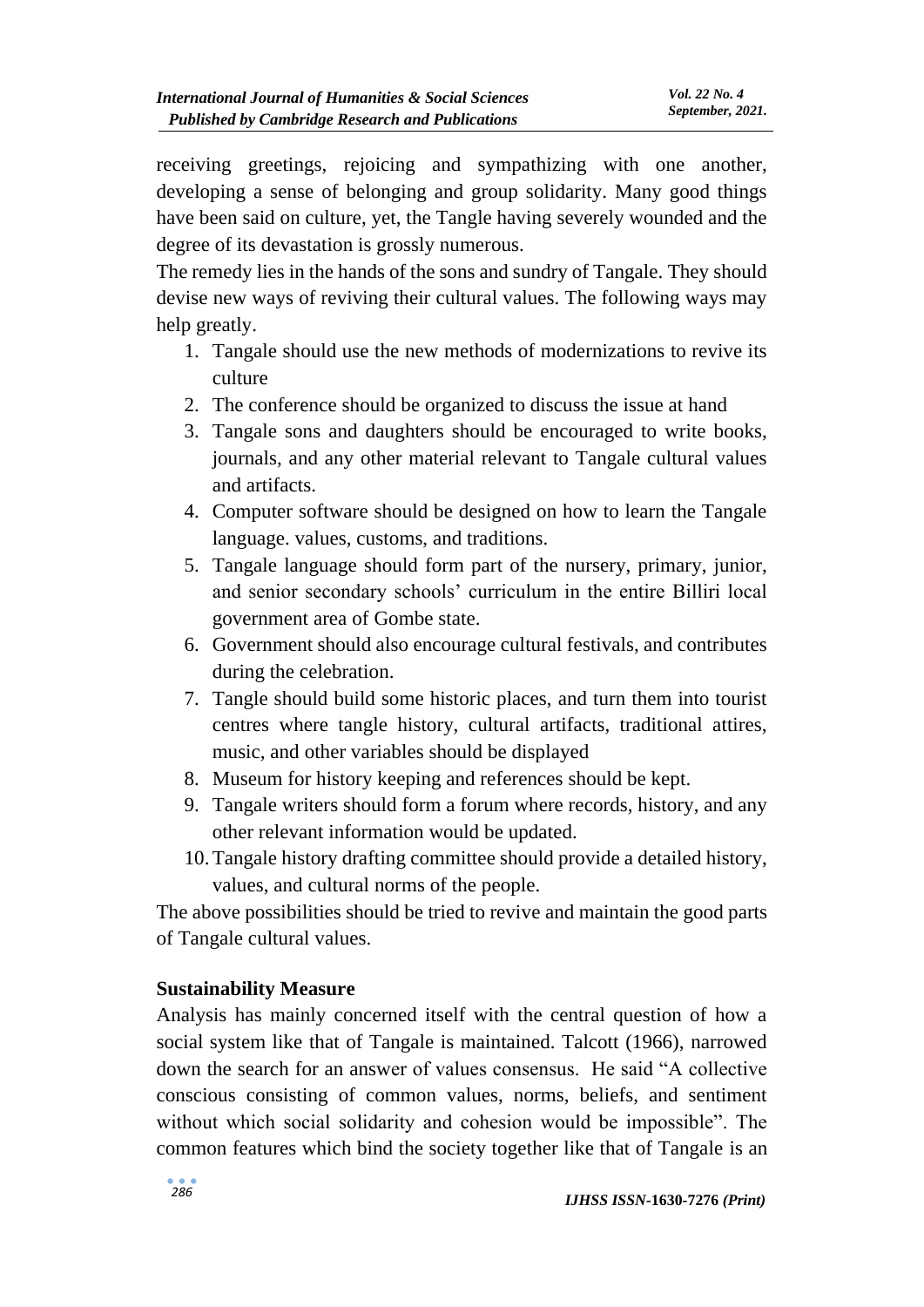receiving greetings, rejoicing and sympathizing with one another, developing a sense of belonging and group solidarity. Many good things have been said on culture, yet, the Tangle having severely wounded and the degree of its devastation is grossly numerous.

The remedy lies in the hands of the sons and sundry of Tangale. They should devise new ways of reviving their cultural values. The following ways may help greatly.

1. Tangale should use the new methods of modernizations to revive its culture
2. The conference should be organized to discuss the issue at hand
3. Tangale sons and daughters should be encouraged to write books, journals, and any other material relevant to Tangale cultural values and artifacts.
4. Computer software should be designed on how to learn the Tangale language. values, customs, and traditions.
5. Tangale language should form part of the nursery, primary, junior, and senior secondary schools' curriculum in the entire Billiri local government area of Gombe state.
6. Government should also encourage cultural festivals, and contributes during the celebration.
7. Tangle should build some historic places, and turn them into tourist centres where tangle history, cultural artifacts, traditional attires, music, and other variables should be displayed
8. Museum for history keeping and references should be kept.
9. Tangale writers should form a forum where records, history, and any other relevant information would be updated.
10. Tangale history drafting committee should provide a detailed history, values, and cultural norms of the people.

The above possibilities should be tried to revive and maintain the good parts of Tangale cultural values.

**Sustainability Measure**

Analysis has mainly concerned itself with the central question of how a social system like that of Tangale is maintained. Talcott (1966), narrowed down the search for an answer of values consensus. He said "A collective conscious consisting of common values, norms, beliefs, and sentiment without which social solidarity and cohesion would be impossible". The common features which bind the society together like that of Tangale is an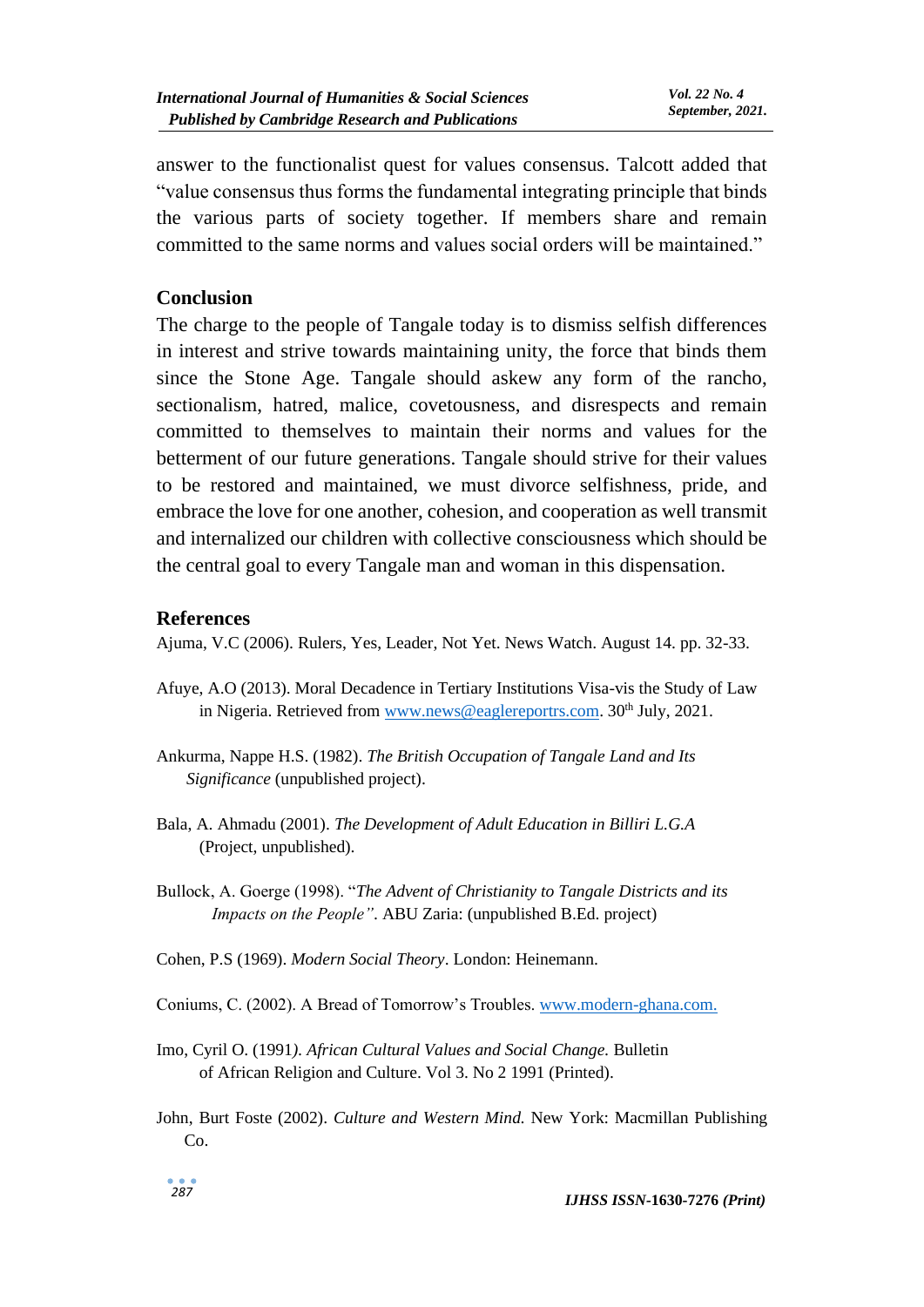answer to the functionalist quest for values consensus. Talcott added that "value consensus thus forms the fundamental integrating principle that binds the various parts of society together. If members share and remain committed to the same norms and values social orders will be maintained."

## Conclusion

The charge to the people of Tangale today is to dismiss selfish differences in interest and strive towards maintaining unity, the force that binds them since the Stone Age. Tangale should askew any form of the rancho, sectionalism, hatred, malice, covetousness, and disrespects and remain committed to themselves to maintain their norms and values for the betterment of our future generations. Tangale should strive for their values to be restored and maintained, we must divorce selfishness, pride, and embrace the love for one another, cohesion, and cooperation as well transmit and internalized our children with collective consciousness which should be the central goal to every Tangale man and woman in this dispensation.

## References

Ajuma, V.C (2006). Rulers, Yes, Leader, Not Yet. News Watch. August 14. pp. 32-33.

Afuye, A.O (2013). Moral Decadence in Tertiary Institutions Visa-vis the Study of Law in Nigeria. Retrieved from www.news@eaglereportrs.com. 30th July, 2021.

Ankurma, Nappe H.S. (1982). *The British Occupation of Tangale Land and Its Significance* (unpublished project).

Bala, A. Ahmadu (2001). *The Development of Adult Education in Billiri L.G.A* (Project, unpublished).

Bullock, A. Goerge (1998). "*The Advent of Christianity to Tangale Districts and its Impacts on the People*". ABU Zaria: (unpublished B.Ed. project)

Cohen, P.S (1969). *Modern Social Theory*. London: Heinemann.

Coniums, C. (2002). A Bread of Tomorrow's Troubles. www.modern-ghana.com.

Imo, Cyril O. (1991*). African Cultural Values and Social Change.* Bulletin of African Religion and Culture. Vol 3. No 2 1991 (Printed).

John, Burt Foste (2002). *Culture and Western Mind.* New York: Macmillan Publishing Co.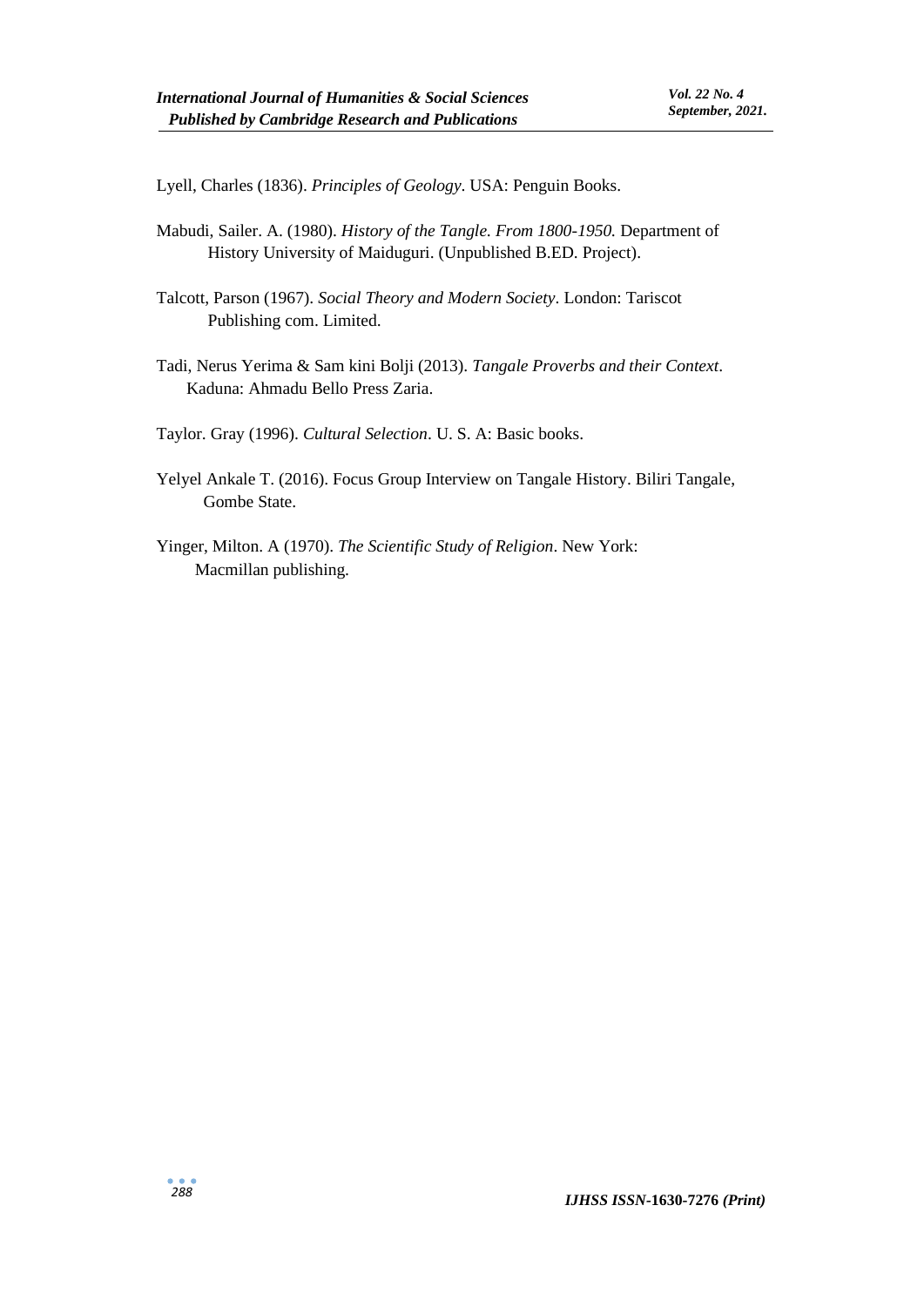Lyell, Charles (1836). *Principles of Geology*. USA: Penguin Books.

Mabudi, Sailer. A. (1980). *History of the Tangle. From 1800-1950.* Department of History University of Maiduguri. (Unpublished B.ED. Project).

Talcott, Parson (1967). *Social Theory and Modern Society*. London: Tariscot Publishing com. Limited.

Tadi, Nerus Yerima & Sam kini Bolji (2013). *Tangale Proverbs and their Context*. Kaduna: Ahmadu Bello Press Zaria.

Taylor. Gray (1996). *Cultural Selection*. U. S. A: Basic books.

Yelyel Ankale T. (2016). Focus Group Interview on Tangale History. Biliri Tangale, Gombe State.

Yinger, Milton. A (1970). *The Scientific Study of Religion*. New York: Macmillan publishing.